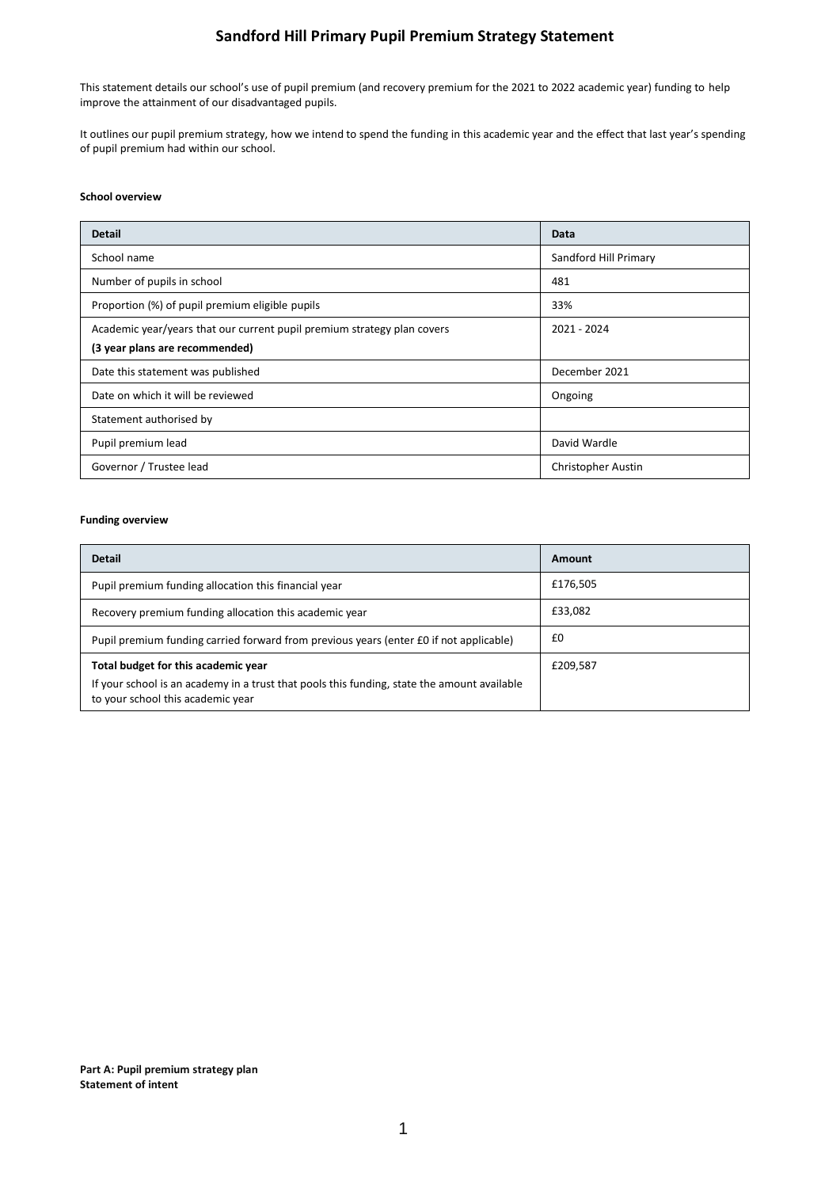# Sandford Hill Primary Pupil Premium Strategy Statement

This statement details our school's use of pupil premium (and recovery premium for the 2021 to 2022 academic year) funding to help improve the attainment of our disadvantaged pupils.

It outlines our pupil premium strategy, how we intend to spend the funding in this academic year and the effect that last year's spending of pupil premium had within our school.

**School overview**

| Detail | Data |
|---|---|
| School name | Sandford Hill Primary |
| Number of pupils in school | 481 |
| Proportion (%) of pupil premium eligible pupils | 33% |
| Academic year/years that our current pupil premium strategy plan covers **(3 year plans are recommended)** | 2021 - 2024 |
| Date this statement was published | December 2021 |
| Date on which it will be reviewed | Ongoing |
| Statement authorised by | |
| Pupil premium lead | David Wardle |
| Governor / Trustee lead | Christopher Austin |

**Funding overview**

| Detail | Amount |
|---|---|
| Pupil premium funding allocation this financial year | £176,505 |
| Recovery premium funding allocation this academic year | £33,082 |
| Pupil premium funding carried forward from previous years (enter £0 if not applicable) | £0 |
| **Total budget for this academic year** If your school is an academy in a trust that pools this funding, state the amount available to your school this academic year | £209,587 |

**Part A: Pupil premium strategy plan**
**Statement of intent**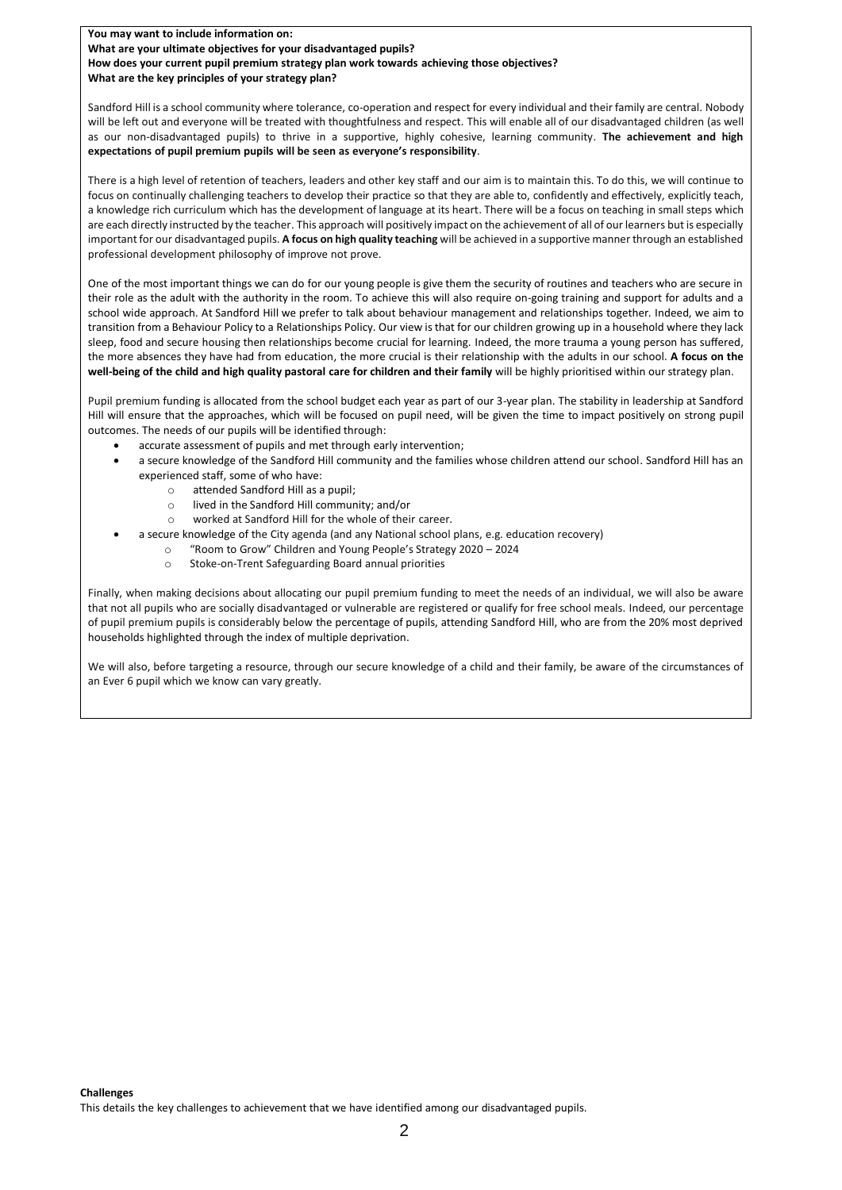**You may want to include information on:**
**What are your ultimate objectives for your disadvantaged pupils?**
**How does your current pupil premium strategy plan work towards achieving those objectives?**
**What are the key principles of your strategy plan?**

Sandford Hill is a school community where tolerance, co-operation and respect for every individual and their family are central. Nobody will be left out and everyone will be treated with thoughtfulness and respect. This will enable all of our disadvantaged children (as well as our non-disadvantaged pupils) to thrive in a supportive, highly cohesive, learning community. **The achievement and high expectations of pupil premium pupils will be seen as everyone's responsibility**.

There is a high level of retention of teachers, leaders and other key staff and our aim is to maintain this. To do this, we will continue to focus on continually challenging teachers to develop their practice so that they are able to, confidently and effectively, explicitly teach, a knowledge rich curriculum which has the development of language at its heart. There will be a focus on teaching in small steps which are each directly instructed by the teacher. This approach will positively impact on the achievement of all of our learners but is especially important for our disadvantaged pupils. **A focus on high quality teaching** will be achieved in a supportive manner through an established professional development philosophy of improve not prove.

One of the most important things we can do for our young people is give them the security of routines and teachers who are secure in their role as the adult with the authority in the room. To achieve this will also require on-going training and support for adults and a school wide approach. At Sandford Hill we prefer to talk about behaviour management and relationships together. Indeed, we aim to transition from a Behaviour Policy to a Relationships Policy. Our view is that for our children growing up in a household where they lack sleep, food and secure housing then relationships become crucial for learning. Indeed, the more trauma a young person has suffered, the more absences they have had from education, the more crucial is their relationship with the adults in our school. **A focus on the well-being of the child and high quality pastoral care for children and their family** will be highly prioritised within our strategy plan.

Pupil premium funding is allocated from the school budget each year as part of our 3-year plan. The stability in leadership at Sandford Hill will ensure that the approaches, which will be focused on pupil need, will be given the time to impact positively on strong pupil outcomes. The needs of our pupils will be identified through:

- accurate assessment of pupils and met through early intervention;
- a secure knowledge of the Sandford Hill community and the families whose children attend our school. Sandford Hill has an experienced staff, some of who have:
    - attended Sandford Hill as a pupil;
    - lived in the Sandford Hill community; and/or
    - worked at Sandford Hill for the whole of their career.
- a secure knowledge of the City agenda (and any National school plans, e.g. education recovery)
    - "Room to Grow" Children and Young People's Strategy 2020 – 2024
    - Stoke-on-Trent Safeguarding Board annual priorities

Finally, when making decisions about allocating our pupil premium funding to meet the needs of an individual, we will also be aware that not all pupils who are socially disadvantaged or vulnerable are registered or qualify for free school meals. Indeed, our percentage of pupil premium pupils is considerably below the percentage of pupils, attending Sandford Hill, who are from the 20% most deprived households highlighted through the index of multiple deprivation.

We will also, before targeting a resource, through our secure knowledge of a child and their family, be aware of the circumstances of an Ever 6 pupil which we know can vary greatly.

**Challenges**

This details the key challenges to achievement that we have identified among our disadvantaged pupils.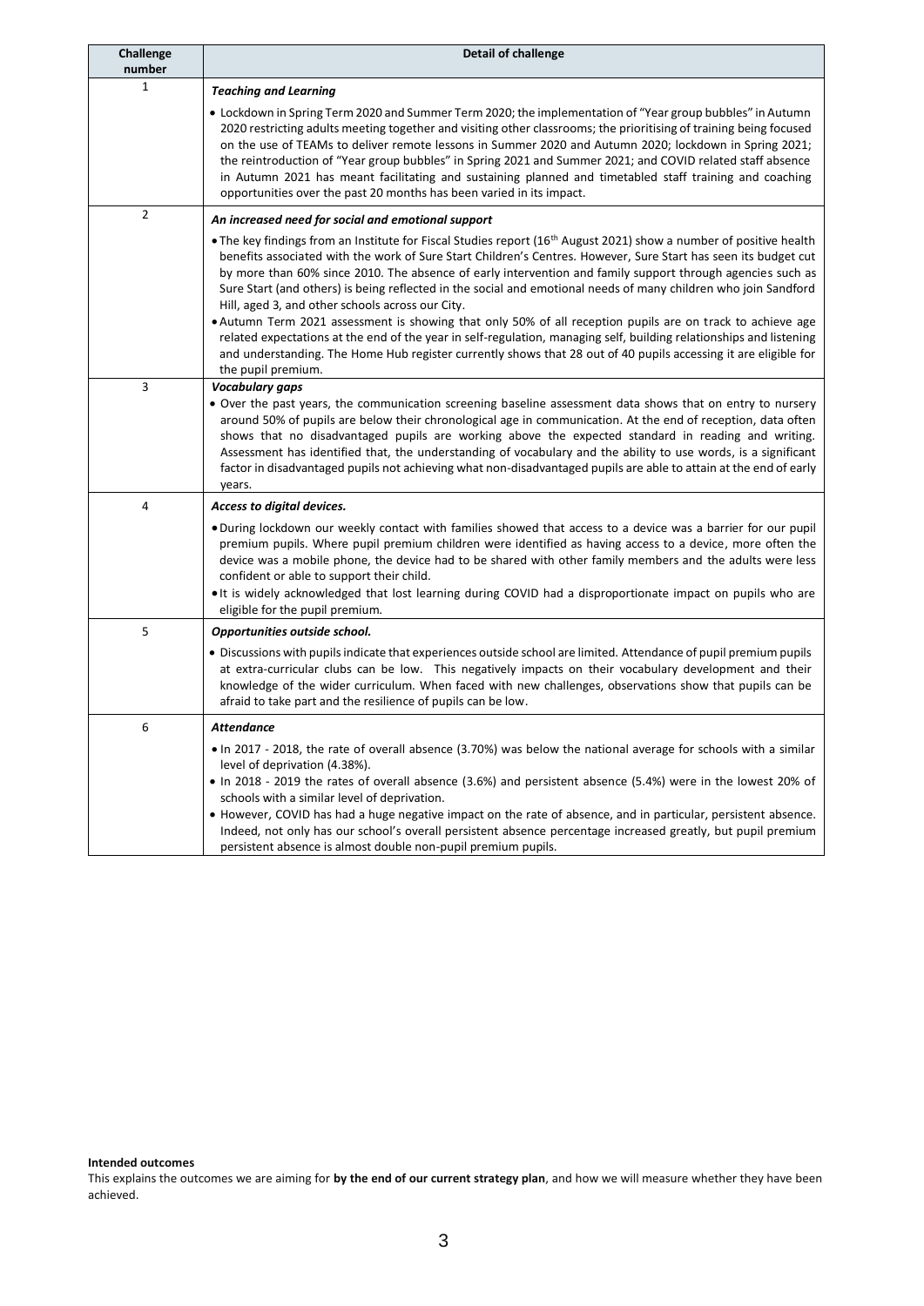| Challenge number | Detail of challenge |
| --- | --- |
| 1 | ***Teaching and Learning***<br>• Lockdown in Spring Term 2020 and Summer Term 2020; the implementation of "Year group bubbles" in Autumn 2020 restricting adults meeting together and visiting other classrooms; the prioritising of training being focused on the use of TEAMs to deliver remote lessons in Summer 2020 and Autumn 2020; lockdown in Spring 2021; the reintroduction of "Year group bubbles" in Spring 2021 and Summer 2021; and COVID related staff absence in Autumn 2021 has meant facilitating and sustaining planned and timetabled staff training and coaching opportunities over the past 20 months has been varied in its impact. |
| 2 | ***An increased need for social and emotional support***<br>• The key findings from an Institute for Fiscal Studies report (16th August 2021) show a number of positive health benefits associated with the work of Sure Start Children's Centres. However, Sure Start has seen its budget cut by more than 60% since 2010. The absence of early intervention and family support through agencies such as Sure Start (and others) is being reflected in the social and emotional needs of many children who join Sandford Hill, aged 3, and other schools across our City.<br>• Autumn Term 2021 assessment is showing that only 50% of all reception pupils are on track to achieve age related expectations at the end of the year in self-regulation, managing self, building relationships and listening and understanding. The Home Hub register currently shows that 28 out of 40 pupils accessing it are eligible for the pupil premium. |
| 3 | ***Vocabulary gaps***<br>• Over the past years, the communication screening baseline assessment data shows that on entry to nursery around 50% of pupils are below their chronological age in communication. At the end of reception, data often shows that no disadvantaged pupils are working above the expected standard in reading and writing. Assessment has identified that, the understanding of vocabulary and the ability to use words, is a significant factor in disadvantaged pupils not achieving what non-disadvantaged pupils are able to attain at the end of early years. |
| 4 | ***Access to digital devices.***<br>• During lockdown our weekly contact with families showed that access to a device was a barrier for our pupil premium pupils. Where pupil premium children were identified as having access to a device, more often the device was a mobile phone, the device had to be shared with other family members and the adults were less confident or able to support their child.<br>• It is widely acknowledged that lost learning during COVID had a disproportionate impact on pupils who are eligible for the pupil premium. |
| 5 | ***Opportunities outside school.***<br>• Discussions with pupils indicate that experiences outside school are limited. Attendance of pupil premium pupils at extra-curricular clubs can be low. This negatively impacts on their vocabulary development and their knowledge of the wider curriculum. When faced with new challenges, observations show that pupils can be afraid to take part and the resilience of pupils can be low. |
| 6 | ***Attendance***<br>• In 2017 - 2018, the rate of overall absence (3.70%) was below the national average for schools with a similar level of deprivation (4.38%).<br>• In 2018 - 2019 the rates of overall absence (3.6%) and persistent absence (5.4%) were in the lowest 20% of schools with a similar level of deprivation.<br>• However, COVID has had a huge negative impact on the rate of absence, and in particular, persistent absence. Indeed, not only has our school's overall persistent absence percentage increased greatly, but pupil premium persistent absence is almost double non-pupil premium pupils. |

**Intended outcomes**

This explains the outcomes we are aiming for **by the end of our current strategy plan**, and how we will measure whether they have been achieved.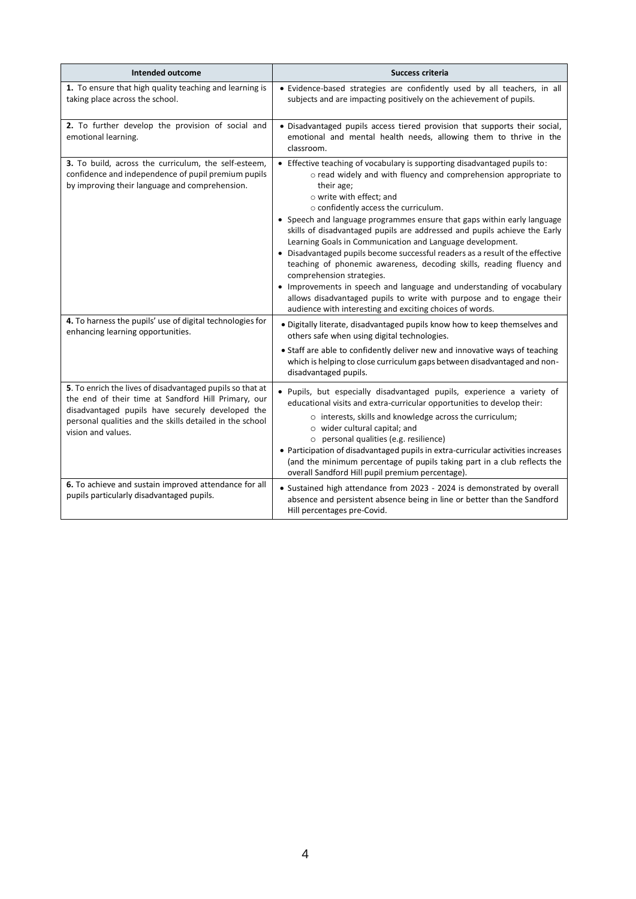| Intended outcome | Success criteria |
|---|---|
| **1.** To ensure that high quality teaching and learning is taking place across the school. | • Evidence-based strategies are confidently used by all teachers, in all subjects and are impacting positively on the achievement of pupils. |
| **2.** To further develop the provision of social and emotional learning. | • Disadvantaged pupils access tiered provision that supports their social, emotional and mental health needs, allowing them to thrive in the classroom. |
| **3.** To build, across the curriculum, the self-esteem, confidence and independence of pupil premium pupils by improving their language and comprehension. | • Effective teaching of vocabulary is supporting disadvantaged pupils to:<br>○ read widely and with fluency and comprehension appropriate to their age;<br>○ write with effect; and<br>○ confidently access the curriculum.<br>• Speech and language programmes ensure that gaps within early language skills of disadvantaged pupils are addressed and pupils achieve the Early Learning Goals in Communication and Language development.<br>• Disadvantaged pupils become successful readers as a result of the effective teaching of phonemic awareness, decoding skills, reading fluency and comprehension strategies.<br>• Improvements in speech and language and understanding of vocabulary allows disadvantaged pupils to write with purpose and to engage their audience with interesting and exciting choices of words. |
| **4.** To harness the pupils' use of digital technologies for enhancing learning opportunities. | • Digitally literate, disadvantaged pupils know how to keep themselves and others safe when using digital technologies.<br>• Staff are able to confidently deliver new and innovative ways of teaching which is helping to close curriculum gaps between disadvantaged and non-disadvantaged pupils. |
| **5**. To enrich the lives of disadvantaged pupils so that at the end of their time at Sandford Hill Primary, our disadvantaged pupils have securely developed the personal qualities and the skills detailed in the school vision and values. | • Pupils, but especially disadvantaged pupils, experience a variety of educational visits and extra-curricular opportunities to develop their:<br>○ interests, skills and knowledge across the curriculum;<br>○ wider cultural capital; and<br>○ personal qualities (e.g. resilience)<br>• Participation of disadvantaged pupils in extra-curricular activities increases (and the minimum percentage of pupils taking part in a club reflects the overall Sandford Hill pupil premium percentage). |
| **6.** To achieve and sustain improved attendance for all pupils particularly disadvantaged pupils. | • Sustained high attendance from 2023 - 2024 is demonstrated by overall absence and persistent absence being in line or better than the Sandford Hill percentages pre-Covid. |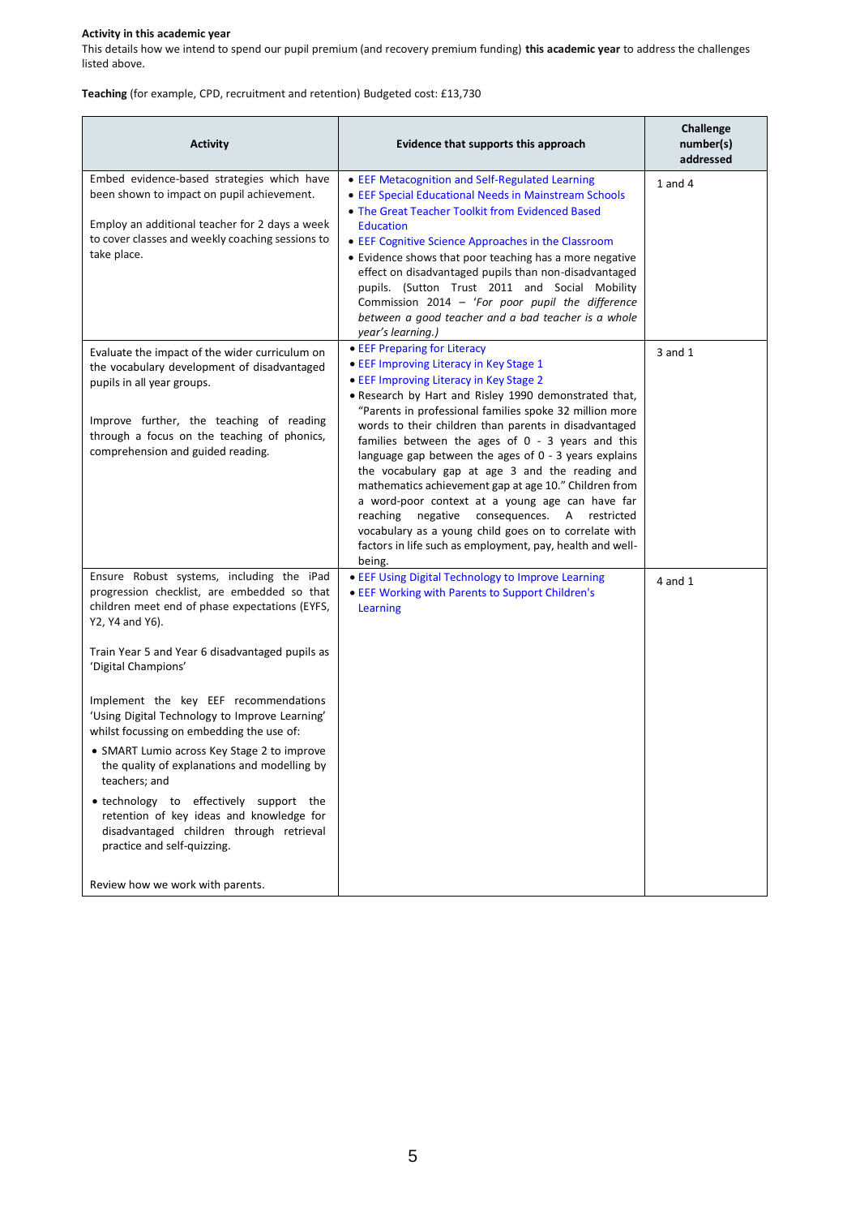**Activity in this academic year**

This details how we intend to spend our pupil premium (and recovery premium funding) **this academic year** to address the challenges listed above.

**Teaching** (for example, CPD, recruitment and retention) Budgeted cost: £13,730

| Activity | Evidence that supports this approach | Challenge number(s) addressed |
|---|---|---|
| Embed evidence-based strategies which have been shown to impact on pupil achievement.<br><br>Employ an additional teacher for 2 days a week to cover classes and weekly coaching sessions to take place. | • EEF Metacognition and Self-Regulated Learning<br>• EEF Special Educational Needs in Mainstream Schools<br>• The Great Teacher Toolkit from Evidenced Based Education<br>• EEF Cognitive Science Approaches in the Classroom<br>• Evidence shows that poor teaching has a more negative effect on disadvantaged pupils than non-disadvantaged pupils. (Sutton Trust 2011 and Social Mobility Commission 2014 – *'For poor pupil the difference between a good teacher and a bad teacher is a whole year's learning.)* | 1 and 4 |
| Evaluate the impact of the wider curriculum on the vocabulary development of disadvantaged pupils in all year groups.<br><br>Improve further, the teaching of reading through a focus on the teaching of phonics, comprehension and guided reading. | • EEF Preparing for Literacy<br>• EEF Improving Literacy in Key Stage 1<br>• EEF Improving Literacy in Key Stage 2<br>• Research by Hart and Risley 1990 demonstrated that, "Parents in professional families spoke 32 million more words to their children than parents in disadvantaged families between the ages of 0 - 3 years and this language gap between the ages of 0 - 3 years explains the vocabulary gap at age 3 and the reading and mathematics achievement gap at age 10." Children from a word-poor context at a young age can have far reaching negative consequences. A restricted vocabulary as a young child goes on to correlate with factors in life such as employment, pay, health and well-being. | 3 and 1 |
| Ensure Robust systems, including the iPad progression checklist, are embedded so that children meet end of phase expectations (EYFS, Y2, Y4 and Y6).<br><br>Train Year 5 and Year 6 disadvantaged pupils as 'Digital Champions'<br><br>Implement the key EEF recommendations 'Using Digital Technology to Improve Learning' whilst focussing on embedding the use of:<br>• SMART Lumio across Key Stage 2 to improve the quality of explanations and modelling by teachers; and<br>• technology to effectively support the retention of key ideas and knowledge for disadvantaged children through retrieval practice and self-quizzing.<br><br>Review how we work with parents. | • EEF Using Digital Technology to Improve Learning<br>• EEF Working with Parents to Support Children's Learning | 4 and 1 |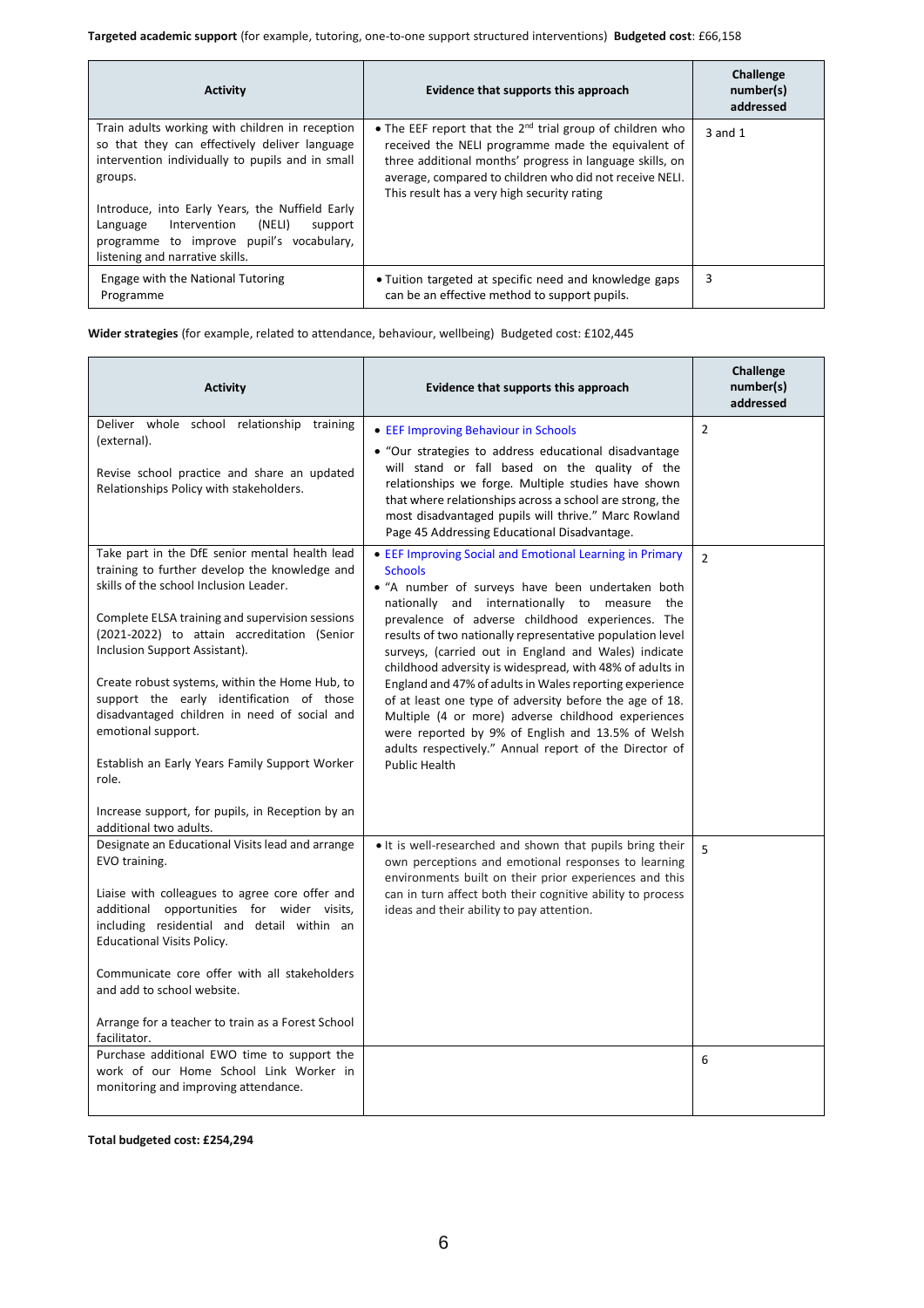**Targeted academic support** (for example, tutoring, one-to-one support structured interventions) **Budgeted cost**: £66,158

| Activity | Evidence that supports this approach | Challenge number(s) addressed |
|---|---|---|
| Train adults working with children in reception so that they can effectively deliver language intervention individually to pupils and in small groups.<br><br>Introduce, into Early Years, the Nuffield Early Language Intervention (NELI) support programme to improve pupil's vocabulary, listening and narrative skills. | • The EEF report that the 2nd trial group of children who received the NELI programme made the equivalent of three additional months' progress in language skills, on average, compared to children who did not receive NELI. This result has a very high security rating | 3 and 1 |
| Engage with the National Tutoring Programme | • Tuition targeted at specific need and knowledge gaps can be an effective method to support pupils. | 3 |

**Wider strategies** (for example, related to attendance, behaviour, wellbeing) Budgeted cost: £102,445

| Activity | Evidence that supports this approach | Challenge number(s) addressed |
|---|---|---|
| Deliver whole school relationship training (external).<br><br>Revise school practice and share an updated Relationships Policy with stakeholders. | • EEF Improving Behaviour in Schools<br>• "Our strategies to address educational disadvantage will stand or fall based on the quality of the relationships we forge. Multiple studies have shown that where relationships across a school are strong, the most disadvantaged pupils will thrive." Marc Rowland Page 45 Addressing Educational Disadvantage. | 2 |
| Take part in the DfE senior mental health lead training to further develop the knowledge and skills of the school Inclusion Leader.<br><br>Complete ELSA training and supervision sessions (2021-2022) to attain accreditation (Senior Inclusion Support Assistant).<br><br>Create robust systems, within the Home Hub, to support the early identification of those disadvantaged children in need of social and emotional support.<br><br>Establish an Early Years Family Support Worker role.<br><br>Increase support, for pupils, in Reception by an additional two adults. | • EEF Improving Social and Emotional Learning in Primary Schools<br>• "A number of surveys have been undertaken both nationally and internationally to measure the prevalence of adverse childhood experiences. The results of two nationally representative population level surveys, (carried out in England and Wales) indicate childhood adversity is widespread, with 48% of adults in England and 47% of adults in Wales reporting experience of at least one type of adversity before the age of 18. Multiple (4 or more) adverse childhood experiences were reported by 9% of English and 13.5% of Welsh adults respectively." Annual report of the Director of Public Health | 2 |
| Designate an Educational Visits lead and arrange EVO training.<br><br>Liaise with colleagues to agree core offer and additional opportunities for wider visits, including residential and detail within an Educational Visits Policy.<br><br>Communicate core offer with all stakeholders and add to school website.<br><br>Arrange for a teacher to train as a Forest School facilitator. | • It is well-researched and shown that pupils bring their own perceptions and emotional responses to learning environments built on their prior experiences and this can in turn affect both their cognitive ability to process ideas and their ability to pay attention. | 5 |
| Purchase additional EWO time to support the work of our Home School Link Worker in monitoring and improving attendance. | | 6 |

**Total budgeted cost: £254,294**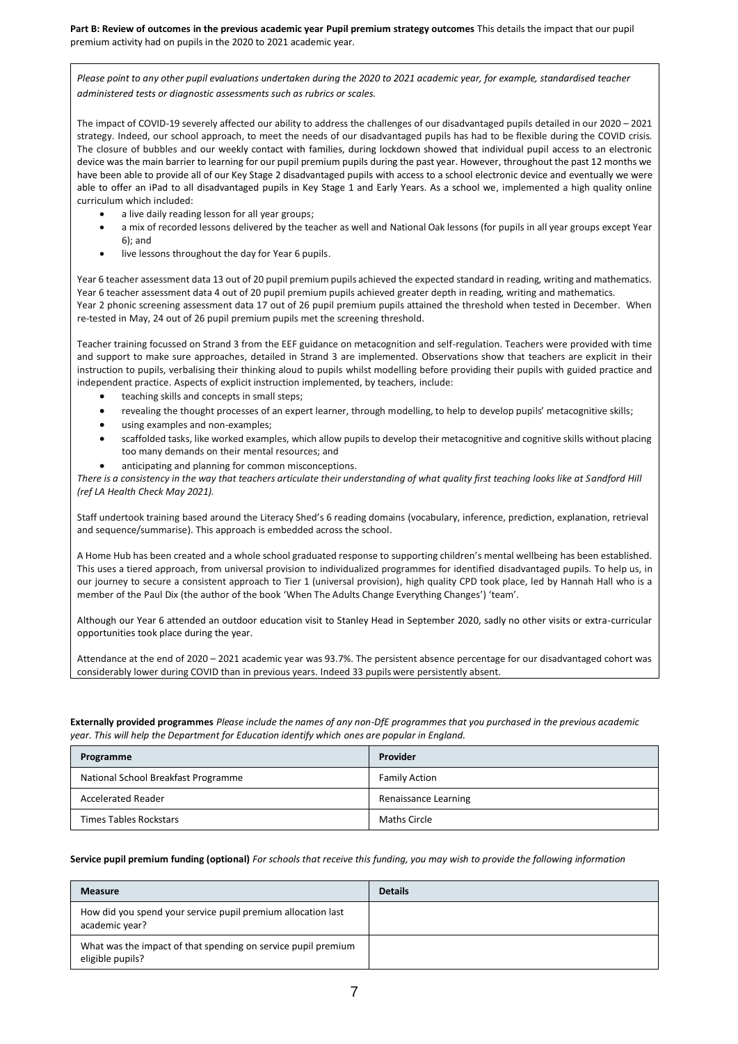**Part B: Review of outcomes in the previous academic year Pupil premium strategy outcomes** This details the impact that our pupil premium activity had on pupils in the 2020 to 2021 academic year.

*Please point to any other pupil evaluations undertaken during the 2020 to 2021 academic year, for example, standardised teacher administered tests or diagnostic assessments such as rubrics or scales.*

The impact of COVID-19 severely affected our ability to address the challenges of our disadvantaged pupils detailed in our 2020 – 2021 strategy. Indeed, our school approach, to meet the needs of our disadvantaged pupils has had to be flexible during the COVID crisis. The closure of bubbles and our weekly contact with families, during lockdown showed that individual pupil access to an electronic device was the main barrier to learning for our pupil premium pupils during the past year. However, throughout the past 12 months we have been able to provide all of our Key Stage 2 disadvantaged pupils with access to a school electronic device and eventually we were able to offer an iPad to all disadvantaged pupils in Key Stage 1 and Early Years. As a school we, implemented a high quality online curriculum which included:

- a live daily reading lesson for all year groups;
- a mix of recorded lessons delivered by the teacher as well and National Oak lessons (for pupils in all year groups except Year 6); and
- live lessons throughout the day for Year 6 pupils.

Year 6 teacher assessment data 13 out of 20 pupil premium pupils achieved the expected standard in reading, writing and mathematics. Year 6 teacher assessment data 4 out of 20 pupil premium pupils achieved greater depth in reading, writing and mathematics. Year 2 phonic screening assessment data 17 out of 26 pupil premium pupils attained the threshold when tested in December. When re-tested in May, 24 out of 26 pupil premium pupils met the screening threshold.

Teacher training focussed on Strand 3 from the EEF guidance on metacognition and self-regulation. Teachers were provided with time and support to make sure approaches, detailed in Strand 3 are implemented. Observations show that teachers are explicit in their instruction to pupils, verbalising their thinking aloud to pupils whilst modelling before providing their pupils with guided practice and independent practice. Aspects of explicit instruction implemented, by teachers, include:

- teaching skills and concepts in small steps;
- revealing the thought processes of an expert learner, through modelling, to help to develop pupils' metacognitive skills;
- using examples and non-examples;
- scaffolded tasks, like worked examples, which allow pupils to develop their metacognitive and cognitive skills without placing too many demands on their mental resources; and
- anticipating and planning for common misconceptions.

*There is a consistency in the way that teachers articulate their understanding of what quality first teaching looks like at Sandford Hill (ref LA Health Check May 2021).*

Staff undertook training based around the Literacy Shed's 6 reading domains (vocabulary, inference, prediction, explanation, retrieval and sequence/summarise). This approach is embedded across the school.

A Home Hub has been created and a whole school graduated response to supporting children's mental wellbeing has been established. This uses a tiered approach, from universal provision to individualized programmes for identified disadvantaged pupils. To help us, in our journey to secure a consistent approach to Tier 1 (universal provision), high quality CPD took place, led by Hannah Hall who is a member of the Paul Dix (the author of the book 'When The Adults Change Everything Changes') 'team'.

Although our Year 6 attended an outdoor education visit to Stanley Head in September 2020, sadly no other visits or extra-curricular opportunities took place during the year.

Attendance at the end of 2020 – 2021 academic year was 93.7%. The persistent absence percentage for our disadvantaged cohort was considerably lower during COVID than in previous years. Indeed 33 pupils were persistently absent.

**Externally provided programmes** *Please include the names of any non-DfE programmes that you purchased in the previous academic year. This will help the Department for Education identify which ones are popular in England.*

| Programme | Provider |
|---|---|
| National School Breakfast Programme | Family Action |
| Accelerated Reader | Renaissance Learning |
| Times Tables Rockstars | Maths Circle |

**Service pupil premium funding (optional)** *For schools that receive this funding, you may wish to provide the following information*

| Measure | Details |
|---|---|
| How did you spend your service pupil premium allocation last academic year? | |
| What was the impact of that spending on service pupil premium eligible pupils? | |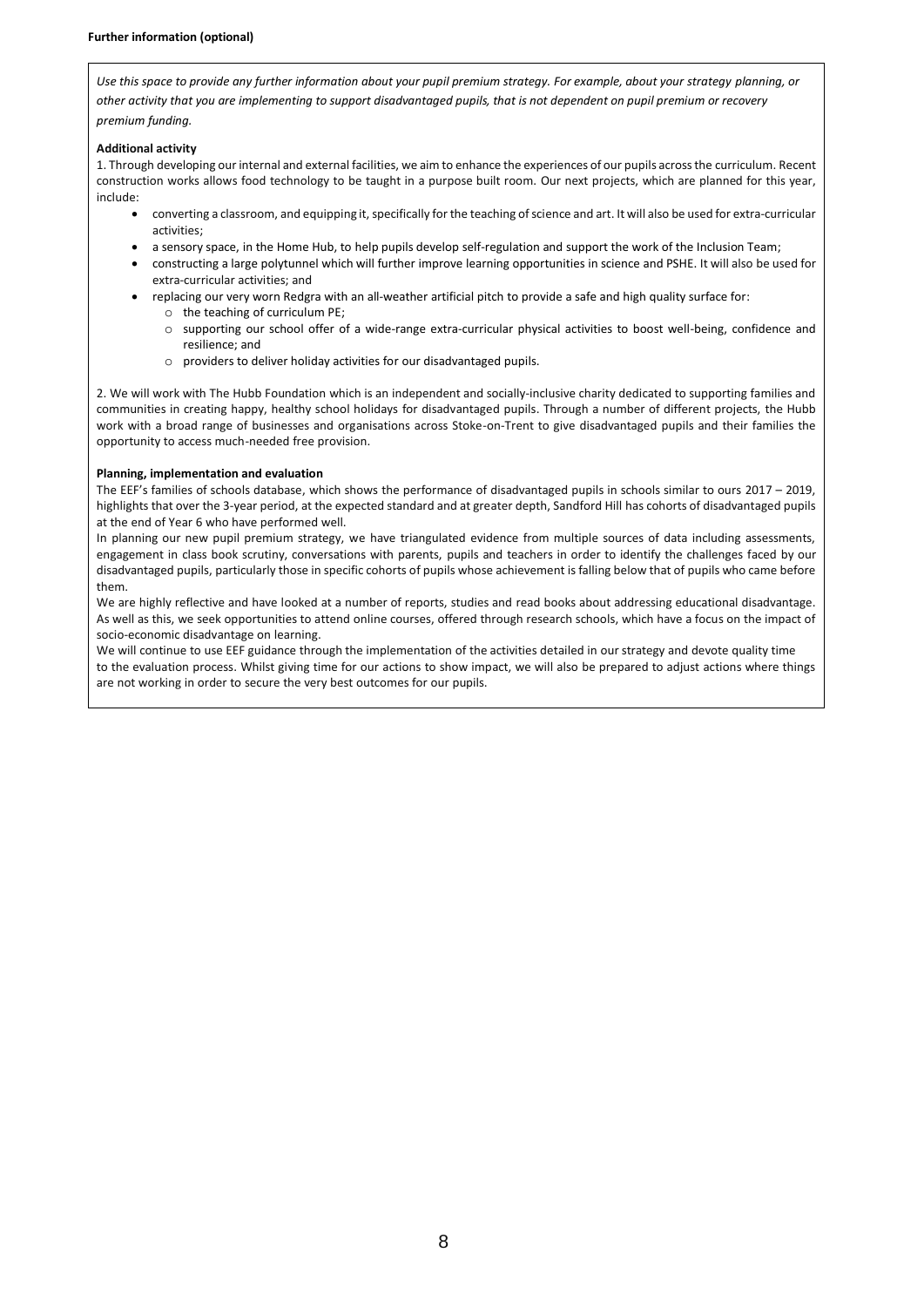**Further information (optional)**

*Use this space to provide any further information about your pupil premium strategy. For example, about your strategy planning, or other activity that you are implementing to support disadvantaged pupils, that is not dependent on pupil premium or recovery premium funding.*

**Additional activity**

1. Through developing our internal and external facilities, we aim to enhance the experiences of our pupils across the curriculum. Recent construction works allows food technology to be taught in a purpose built room. Our next projects, which are planned for this year, include:

- converting a classroom, and equipping it, specifically for the teaching of science and art. It will also be used for extra-curricular activities;
- a sensory space, in the Home Hub, to help pupils develop self-regulation and support the work of the Inclusion Team;
- constructing a large polytunnel which will further improve learning opportunities in science and PSHE. It will also be used for extra-curricular activities; and
- replacing our very worn Redgra with an all-weather artificial pitch to provide a safe and high quality surface for:
  - the teaching of curriculum PE;
  - supporting our school offer of a wide-range extra-curricular physical activities to boost well-being, confidence and resilience; and
  - providers to deliver holiday activities for our disadvantaged pupils.

2. We will work with The Hubb Foundation which is an independent and socially-inclusive charity dedicated to supporting families and communities in creating happy, healthy school holidays for disadvantaged pupils. Through a number of different projects, the Hubb work with a broad range of businesses and organisations across Stoke-on-Trent to give disadvantaged pupils and their families the opportunity to access much-needed free provision.

**Planning, implementation and evaluation**

The EEF's families of schools database, which shows the performance of disadvantaged pupils in schools similar to ours 2017 – 2019, highlights that over the 3-year period, at the expected standard and at greater depth, Sandford Hill has cohorts of disadvantaged pupils at the end of Year 6 who have performed well.

In planning our new pupil premium strategy, we have triangulated evidence from multiple sources of data including assessments, engagement in class book scrutiny, conversations with parents, pupils and teachers in order to identify the challenges faced by our disadvantaged pupils, particularly those in specific cohorts of pupils whose achievement is falling below that of pupils who came before them.

We are highly reflective and have looked at a number of reports, studies and read books about addressing educational disadvantage. As well as this, we seek opportunities to attend online courses, offered through research schools, which have a focus on the impact of socio-economic disadvantage on learning.

We will continue to use EEF guidance through the implementation of the activities detailed in our strategy and devote quality time to the evaluation process. Whilst giving time for our actions to show impact, we will also be prepared to adjust actions where things are not working in order to secure the very best outcomes for our pupils.